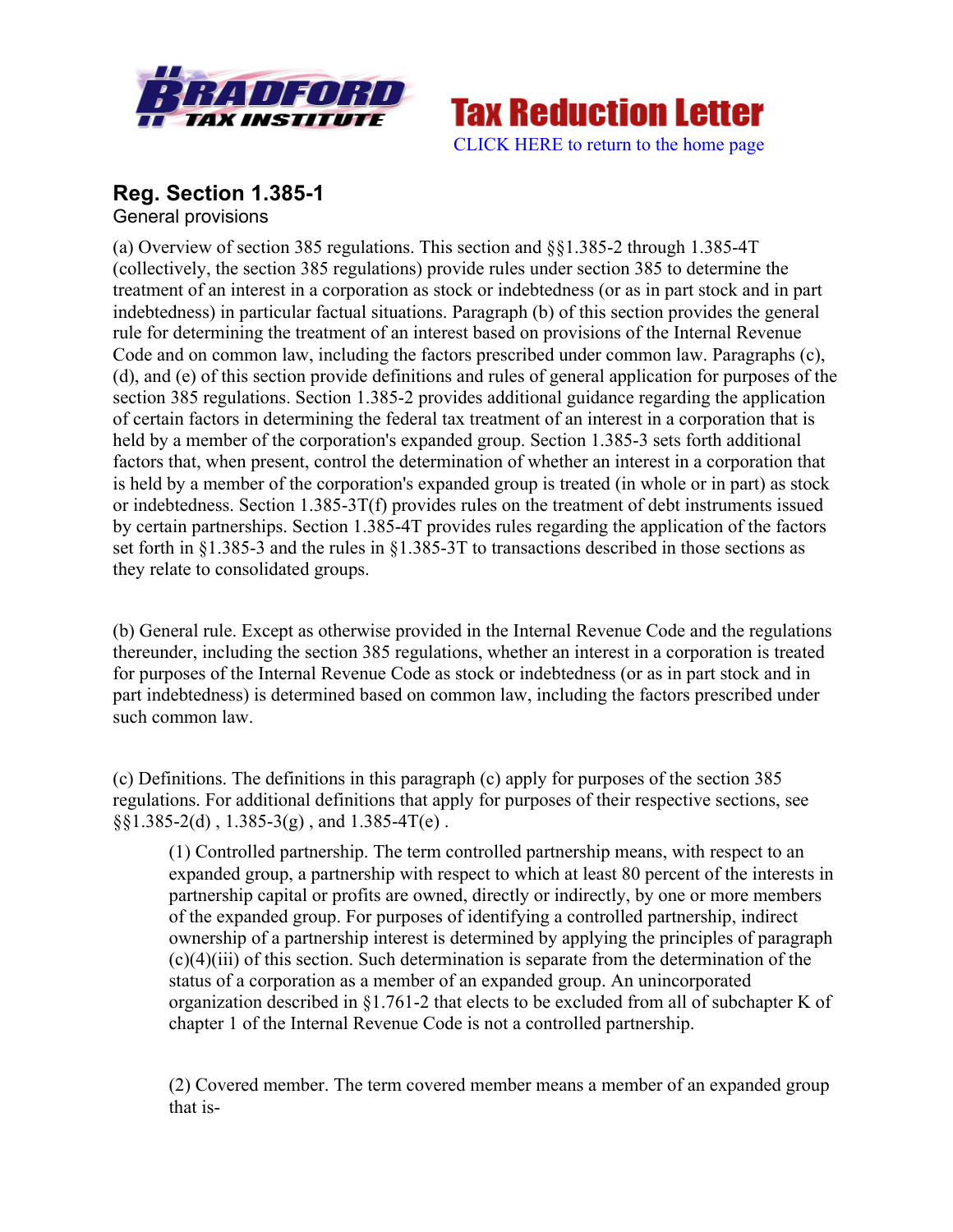Tax Reduction Letter

CLICK HERE to return to the home page

## Reg. Section 1.385-1

General provisions

(a) Overview of section 385 regulations. This section and §§1.385-2 through 1.385-4T (collectively, the section 385 regulations) provide rules under section 385 to determine the treatment of an interest in a corporation as stock or indebtedness (or as in part stock and in part indebtedness) in particular factual situations. Paragraph (b) of this section provides the general rule for determining the treatment of an interest based on provisions of the Internal Revenue Code and on common law, including the factors prescribed under common law. Paragraphs (c), (d), and (e) of this section provide definitions and rules of general application for purposes of the section 385 regulations. Section 1.385-2 provides additional guidance regarding the application of certain factors in determining the federal tax treatment of an interest in a corporation that is held by a member of the corporation's expanded group. Section 1.385-3 sets forth additional factors that, when present, control the determination of whether an interest in a corporation that is held by a member of the corporation's expanded group is treated (in whole or in part) as stock or indebtedness. Section 1.385-3T(f) provides rules on the treatment of debt instruments issued by certain partnerships. Section 1.385-4T provides rules regarding the application of the factors set forth in §1.385-3 and the rules in §1.385-3T to transactions described in those sections as they relate to consolidated groups.

(b) General rule. Except as otherwise provided in the Internal Revenue Code and the regulations thereunder, including the section 385 regulations, whether an interest in a corporation is treated for purposes of the Internal Revenue Code as stock or indebtedness (or as in part stock and in part indebtedness) is determined based on common law, including the factors prescribed under such common law.

(c) Definitions. The definitions in this paragraph (c) apply for purposes of the section 385 regulations. For additional definitions that apply for purposes of their respective sections, see §§1.385-2(d) , 1.385-3(g) , and 1.385-4T(e) .

> (1) Controlled partnership. The term controlled partnership means, with respect to an expanded group, a partnership with respect to which at least 80 percent of the interests in partnership capital or profits are owned, directly or indirectly, by one or more members of the expanded group. For purposes of identifying a controlled partnership, indirect ownership of a partnership interest is determined by applying the principles of paragraph (c)(4)(iii) of this section. Such determination is separate from the determination of the status of a corporation as a member of an expanded group. An unincorporated organization described in §1.761-2 that elects to be excluded from all of subchapter K of chapter 1 of the Internal Revenue Code is not a controlled partnership.
>
> (2) Covered member. The term covered member means a member of an expanded group that is-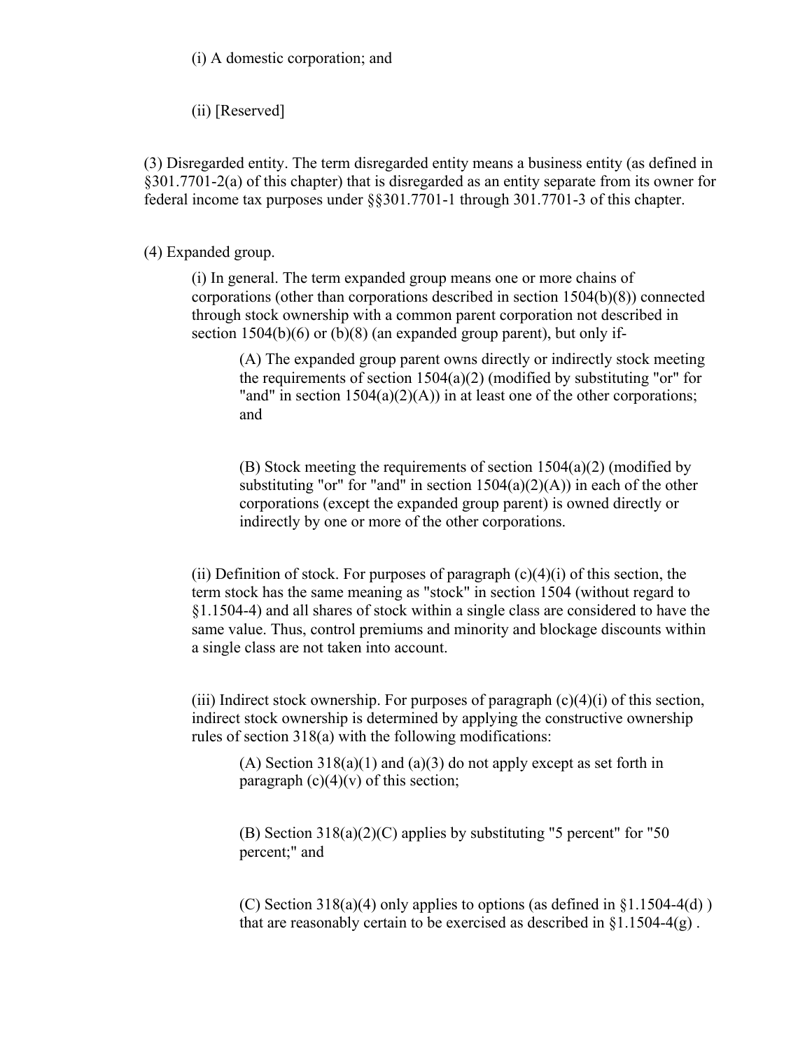(i) A domestic corporation; and

(ii) [Reserved]

(3) Disregarded entity. The term disregarded entity means a business entity (as defined in §301.7701-2(a) of this chapter) that is disregarded as an entity separate from its owner for federal income tax purposes under §§301.7701-1 through 301.7701-3 of this chapter.

(4) Expanded group.

(i) In general. The term expanded group means one or more chains of corporations (other than corporations described in section 1504(b)(8)) connected through stock ownership with a common parent corporation not described in section 1504(b)(6) or (b)(8) (an expanded group parent), but only if-

(A) The expanded group parent owns directly or indirectly stock meeting the requirements of section 1504(a)(2) (modified by substituting "or" for "and" in section 1504(a)(2)(A)) in at least one of the other corporations; and

(B) Stock meeting the requirements of section 1504(a)(2) (modified by substituting "or" for "and" in section 1504(a)(2)(A)) in each of the other corporations (except the expanded group parent) is owned directly or indirectly by one or more of the other corporations.

(ii) Definition of stock. For purposes of paragraph (c)(4)(i) of this section, the term stock has the same meaning as "stock" in section 1504 (without regard to §1.1504-4) and all shares of stock within a single class are considered to have the same value. Thus, control premiums and minority and blockage discounts within a single class are not taken into account.

(iii) Indirect stock ownership. For purposes of paragraph (c)(4)(i) of this section, indirect stock ownership is determined by applying the constructive ownership rules of section 318(a) with the following modifications:

(A) Section 318(a)(1) and (a)(3) do not apply except as set forth in paragraph (c)(4)(v) of this section;

(B) Section 318(a)(2)(C) applies by substituting "5 percent" for "50 percent;" and

(C) Section 318(a)(4) only applies to options (as defined in §1.1504-4(d) ) that are reasonably certain to be exercised as described in §1.1504-4(g) .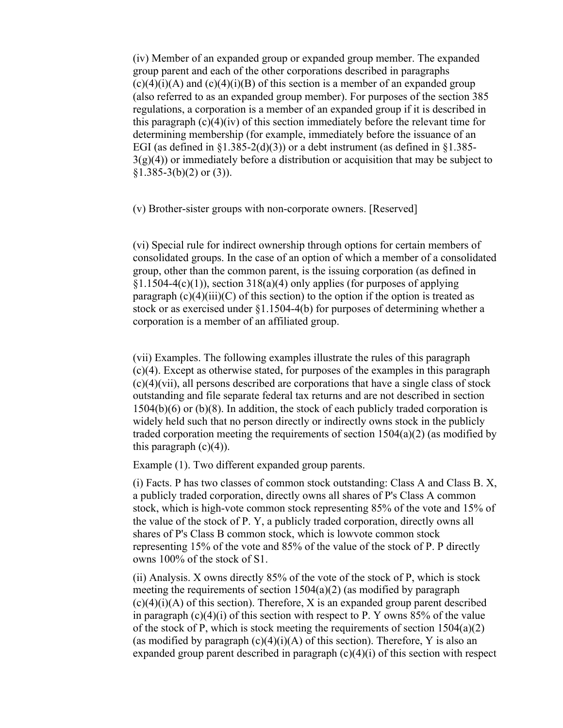(iv) Member of an expanded group or expanded group member. The expanded group parent and each of the other corporations described in paragraphs (c)(4)(i)(A) and (c)(4)(i)(B) of this section is a member of an expanded group (also referred to as an expanded group member). For purposes of the section 385 regulations, a corporation is a member of an expanded group if it is described in this paragraph (c)(4)(iv) of this section immediately before the relevant time for determining membership (for example, immediately before the issuance of an EGI (as defined in §1.385-2(d)(3)) or a debt instrument (as defined in §1.385-3(g)(4)) or immediately before a distribution or acquisition that may be subject to §1.385-3(b)(2) or (3)).

(v) Brother-sister groups with non-corporate owners. [Reserved]

(vi) Special rule for indirect ownership through options for certain members of consolidated groups. In the case of an option of which a member of a consolidated group, other than the common parent, is the issuing corporation (as defined in §1.1504-4(c)(1)), section 318(a)(4) only applies (for purposes of applying paragraph (c)(4)(iii)(C) of this section) to the option if the option is treated as stock or as exercised under §1.1504-4(b) for purposes of determining whether a corporation is a member of an affiliated group.

(vii) Examples. The following examples illustrate the rules of this paragraph (c)(4). Except as otherwise stated, for purposes of the examples in this paragraph (c)(4)(vii), all persons described are corporations that have a single class of stock outstanding and file separate federal tax returns and are not described in section 1504(b)(6) or (b)(8). In addition, the stock of each publicly traded corporation is widely held such that no person directly or indirectly owns stock in the publicly traded corporation meeting the requirements of section 1504(a)(2) (as modified by this paragraph (c)(4)).

Example (1). Two different expanded group parents.

(i) Facts. P has two classes of common stock outstanding: Class A and Class B. X, a publicly traded corporation, directly owns all shares of P's Class A common stock, which is high-vote common stock representing 85% of the vote and 15% of the value of the stock of P. Y, a publicly traded corporation, directly owns all shares of P's Class B common stock, which is lowvote common stock representing 15% of the vote and 85% of the value of the stock of P. P directly owns 100% of the stock of S1.

(ii) Analysis. X owns directly 85% of the vote of the stock of P, which is stock meeting the requirements of section 1504(a)(2) (as modified by paragraph (c)(4)(i)(A) of this section). Therefore, X is an expanded group parent described in paragraph (c)(4)(i) of this section with respect to P. Y owns 85% of the value of the stock of P, which is stock meeting the requirements of section 1504(a)(2) (as modified by paragraph (c)(4)(i)(A) of this section). Therefore, Y is also an expanded group parent described in paragraph (c)(4)(i) of this section with respect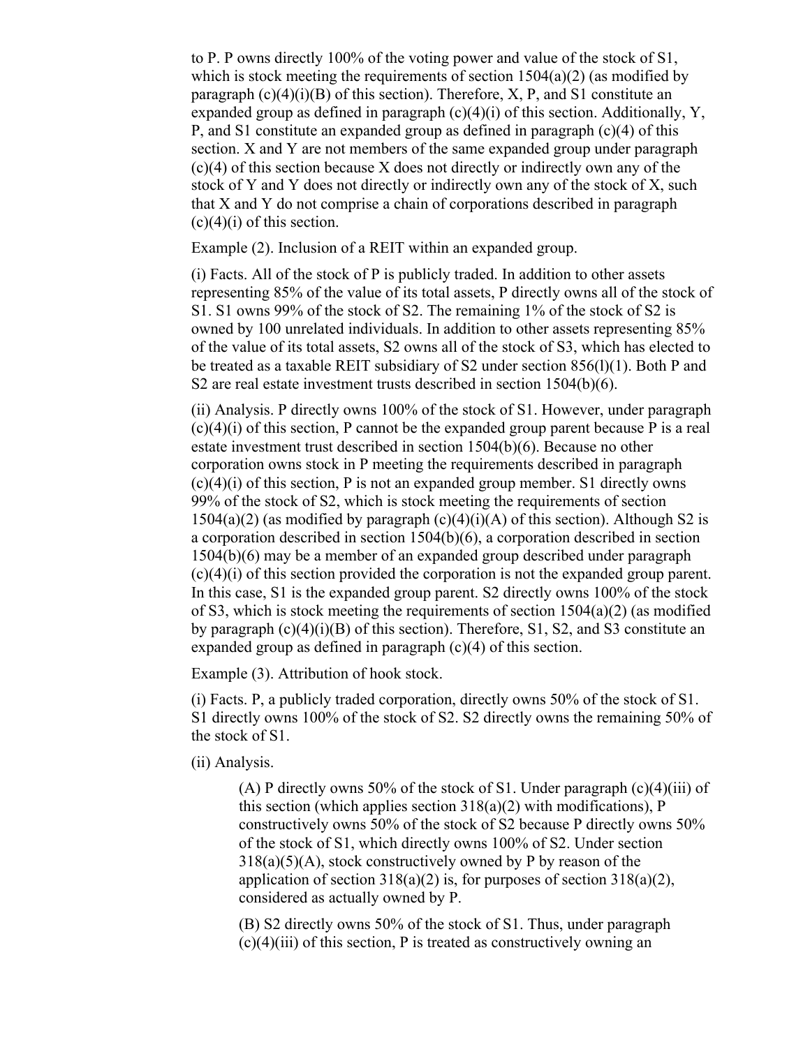to P. P owns directly 100% of the voting power and value of the stock of S1, which is stock meeting the requirements of section 1504(a)(2) (as modified by paragraph (c)(4)(i)(B) of this section). Therefore, X, P, and S1 constitute an expanded group as defined in paragraph (c)(4)(i) of this section. Additionally, Y, P, and S1 constitute an expanded group as defined in paragraph (c)(4) of this section. X and Y are not members of the same expanded group under paragraph (c)(4) of this section because X does not directly or indirectly own any of the stock of Y and Y does not directly or indirectly own any of the stock of X, such that X and Y do not comprise a chain of corporations described in paragraph (c)(4)(i) of this section.

Example (2). Inclusion of a REIT within an expanded group.

(i) Facts. All of the stock of P is publicly traded. In addition to other assets representing 85% of the value of its total assets, P directly owns all of the stock of S1. S1 owns 99% of the stock of S2. The remaining 1% of the stock of S2 is owned by 100 unrelated individuals. In addition to other assets representing 85% of the value of its total assets, S2 owns all of the stock of S3, which has elected to be treated as a taxable REIT subsidiary of S2 under section 856(l)(1). Both P and S2 are real estate investment trusts described in section 1504(b)(6).

(ii) Analysis. P directly owns 100% of the stock of S1. However, under paragraph (c)(4)(i) of this section, P cannot be the expanded group parent because P is a real estate investment trust described in section 1504(b)(6). Because no other corporation owns stock in P meeting the requirements described in paragraph (c)(4)(i) of this section, P is not an expanded group member. S1 directly owns 99% of the stock of S2, which is stock meeting the requirements of section 1504(a)(2) (as modified by paragraph (c)(4)(i)(A) of this section). Although S2 is a corporation described in section 1504(b)(6), a corporation described in section 1504(b)(6) may be a member of an expanded group described under paragraph (c)(4)(i) of this section provided the corporation is not the expanded group parent. In this case, S1 is the expanded group parent. S2 directly owns 100% of the stock of S3, which is stock meeting the requirements of section 1504(a)(2) (as modified by paragraph (c)(4)(i)(B) of this section). Therefore, S1, S2, and S3 constitute an expanded group as defined in paragraph (c)(4) of this section.

Example (3). Attribution of hook stock.

(i) Facts. P, a publicly traded corporation, directly owns 50% of the stock of S1. S1 directly owns 100% of the stock of S2. S2 directly owns the remaining 50% of the stock of S1.

(ii) Analysis.

(A) P directly owns 50% of the stock of S1. Under paragraph (c)(4)(iii) of this section (which applies section 318(a)(2) with modifications), P constructively owns 50% of the stock of S2 because P directly owns 50% of the stock of S1, which directly owns 100% of S2. Under section 318(a)(5)(A), stock constructively owned by P by reason of the application of section 318(a)(2) is, for purposes of section 318(a)(2), considered as actually owned by P.

(B) S2 directly owns 50% of the stock of S1. Thus, under paragraph (c)(4)(iii) of this section, P is treated as constructively owning an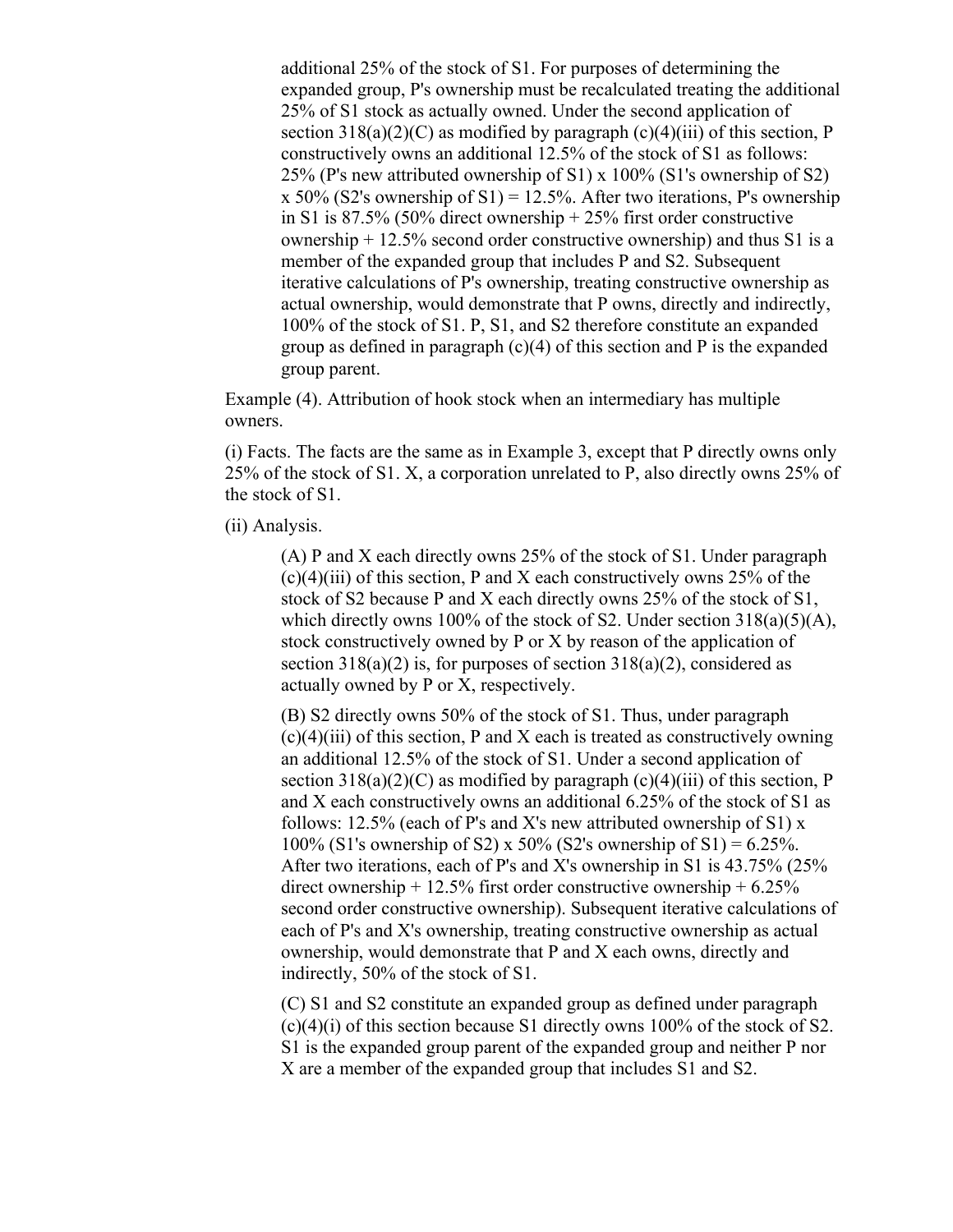additional 25% of the stock of S1. For purposes of determining the expanded group, P's ownership must be recalculated treating the additional 25% of S1 stock as actually owned. Under the second application of section 318(a)(2)(C) as modified by paragraph (c)(4)(iii) of this section, P constructively owns an additional 12.5% of the stock of S1 as follows: 25% (P's new attributed ownership of S1) x 100% (S1's ownership of S2) x 50% (S2's ownership of S1) = 12.5%. After two iterations, P's ownership in S1 is 87.5% (50% direct ownership + 25% first order constructive ownership + 12.5% second order constructive ownership) and thus S1 is a member of the expanded group that includes P and S2. Subsequent iterative calculations of P's ownership, treating constructive ownership as actual ownership, would demonstrate that P owns, directly and indirectly, 100% of the stock of S1. P, S1, and S2 therefore constitute an expanded group as defined in paragraph (c)(4) of this section and P is the expanded group parent.

Example (4). Attribution of hook stock when an intermediary has multiple owners.

(i) Facts. The facts are the same as in Example 3, except that P directly owns only 25% of the stock of S1. X, a corporation unrelated to P, also directly owns 25% of the stock of S1.

(ii) Analysis.

(A) P and X each directly owns 25% of the stock of S1. Under paragraph (c)(4)(iii) of this section, P and X each constructively owns 25% of the stock of S2 because P and X each directly owns 25% of the stock of S1, which directly owns 100% of the stock of S2. Under section 318(a)(5)(A), stock constructively owned by P or X by reason of the application of section 318(a)(2) is, for purposes of section 318(a)(2), considered as actually owned by P or X, respectively.

(B) S2 directly owns 50% of the stock of S1. Thus, under paragraph (c)(4)(iii) of this section, P and X each is treated as constructively owning an additional 12.5% of the stock of S1. Under a second application of section 318(a)(2)(C) as modified by paragraph (c)(4)(iii) of this section, P and X each constructively owns an additional 6.25% of the stock of S1 as follows: 12.5% (each of P's and X's new attributed ownership of S1) x 100% (S1's ownership of S2) x 50% (S2's ownership of S1) = 6.25%. After two iterations, each of P's and X's ownership in S1 is 43.75% (25% direct ownership + 12.5% first order constructive ownership + 6.25% second order constructive ownership). Subsequent iterative calculations of each of P's and X's ownership, treating constructive ownership as actual ownership, would demonstrate that P and X each owns, directly and indirectly, 50% of the stock of S1.

(C) S1 and S2 constitute an expanded group as defined under paragraph (c)(4)(i) of this section because S1 directly owns 100% of the stock of S2. S1 is the expanded group parent of the expanded group and neither P nor X are a member of the expanded group that includes S1 and S2.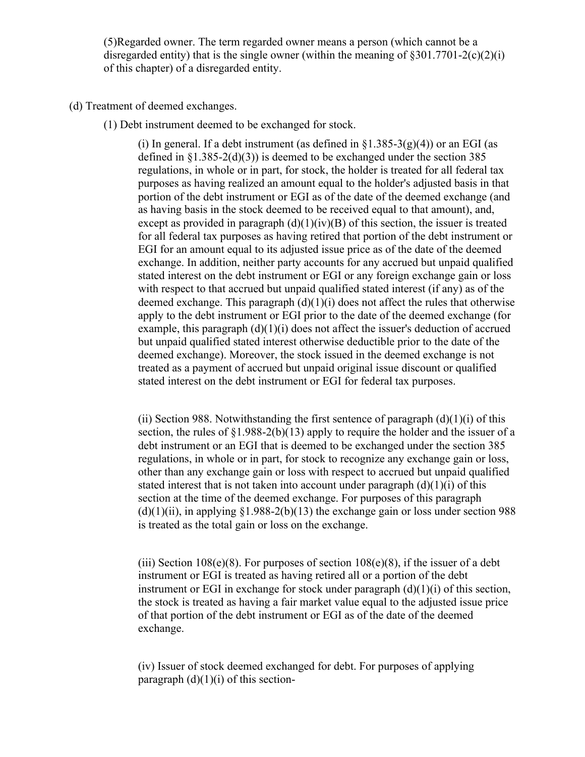(5)Regarded owner. The term regarded owner means a person (which cannot be a disregarded entity) that is the single owner (within the meaning of §301.7701-2(c)(2)(i) of this chapter) of a disregarded entity.

(d) Treatment of deemed exchanges.

(1) Debt instrument deemed to be exchanged for stock.

(i) In general. If a debt instrument (as defined in §1.385-3(g)(4)) or an EGI (as defined in §1.385-2(d)(3)) is deemed to be exchanged under the section 385 regulations, in whole or in part, for stock, the holder is treated for all federal tax purposes as having realized an amount equal to the holder's adjusted basis in that portion of the debt instrument or EGI as of the date of the deemed exchange (and as having basis in the stock deemed to be received equal to that amount), and, except as provided in paragraph (d)(1)(iv)(B) of this section, the issuer is treated for all federal tax purposes as having retired that portion of the debt instrument or EGI for an amount equal to its adjusted issue price as of the date of the deemed exchange. In addition, neither party accounts for any accrued but unpaid qualified stated interest on the debt instrument or EGI or any foreign exchange gain or loss with respect to that accrued but unpaid qualified stated interest (if any) as of the deemed exchange. This paragraph (d)(1)(i) does not affect the rules that otherwise apply to the debt instrument or EGI prior to the date of the deemed exchange (for example, this paragraph (d)(1)(i) does not affect the issuer's deduction of accrued but unpaid qualified stated interest otherwise deductible prior to the date of the deemed exchange). Moreover, the stock issued in the deemed exchange is not treated as a payment of accrued but unpaid original issue discount or qualified stated interest on the debt instrument or EGI for federal tax purposes.

(ii) Section 988. Notwithstanding the first sentence of paragraph (d)(1)(i) of this section, the rules of §1.988-2(b)(13) apply to require the holder and the issuer of a debt instrument or an EGI that is deemed to be exchanged under the section 385 regulations, in whole or in part, for stock to recognize any exchange gain or loss, other than any exchange gain or loss with respect to accrued but unpaid qualified stated interest that is not taken into account under paragraph (d)(1)(i) of this section at the time of the deemed exchange. For purposes of this paragraph (d)(1)(ii), in applying §1.988-2(b)(13) the exchange gain or loss under section 988 is treated as the total gain or loss on the exchange.

(iii) Section 108(e)(8). For purposes of section 108(e)(8), if the issuer of a debt instrument or EGI is treated as having retired all or a portion of the debt instrument or EGI in exchange for stock under paragraph (d)(1)(i) of this section, the stock is treated as having a fair market value equal to the adjusted issue price of that portion of the debt instrument or EGI as of the date of the deemed exchange.

(iv) Issuer of stock deemed exchanged for debt. For purposes of applying paragraph (d)(1)(i) of this section-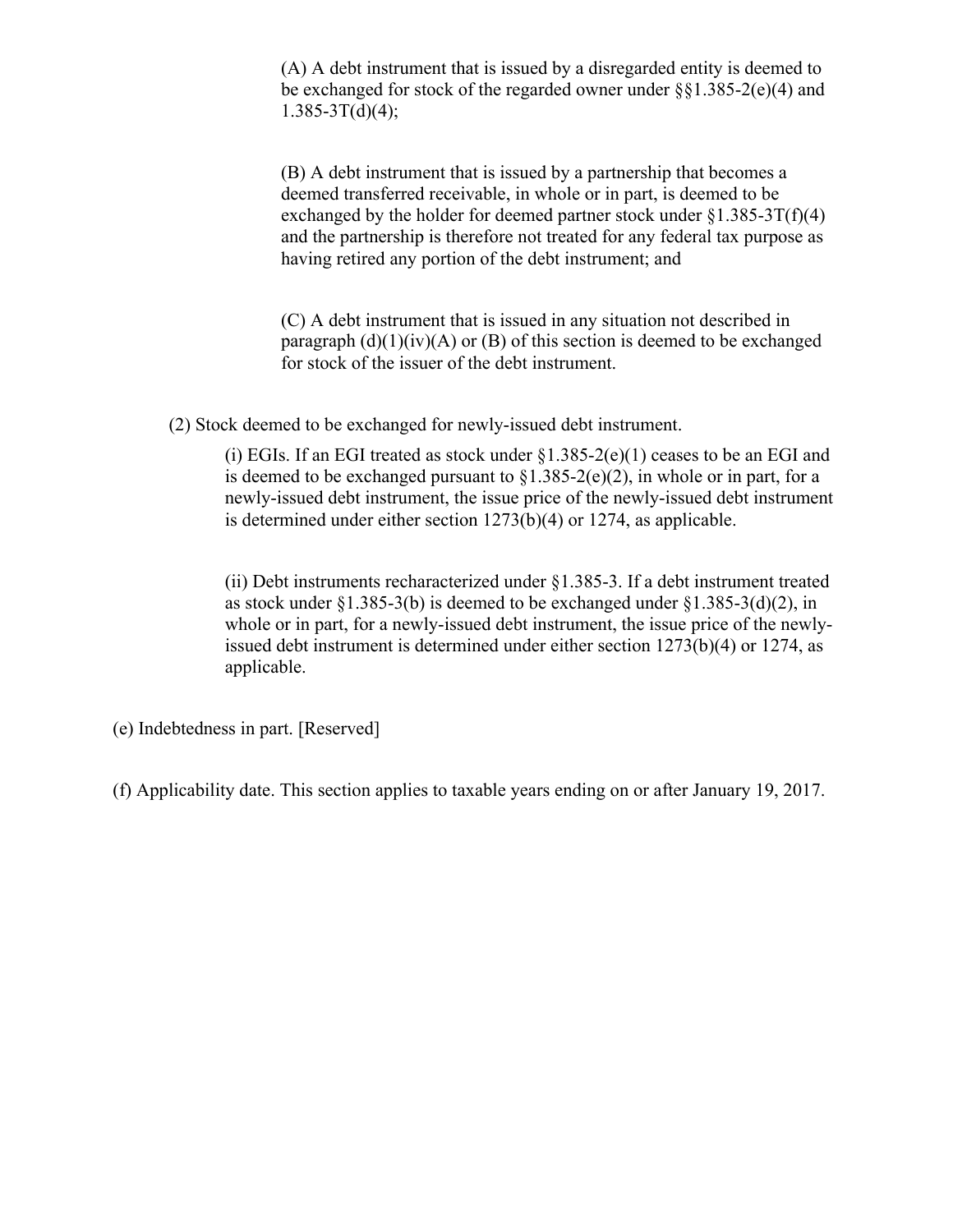(A) A debt instrument that is issued by a disregarded entity is deemed to be exchanged for stock of the regarded owner under §§1.385-2(e)(4) and 1.385-3T(d)(4);

(B) A debt instrument that is issued by a partnership that becomes a deemed transferred receivable, in whole or in part, is deemed to be exchanged by the holder for deemed partner stock under §1.385-3T(f)(4) and the partnership is therefore not treated for any federal tax purpose as having retired any portion of the debt instrument; and

(C) A debt instrument that is issued in any situation not described in paragraph (d)(1)(iv)(A) or (B) of this section is deemed to be exchanged for stock of the issuer of the debt instrument.

(2) Stock deemed to be exchanged for newly-issued debt instrument.

(i) EGIs. If an EGI treated as stock under §1.385-2(e)(1) ceases to be an EGI and is deemed to be exchanged pursuant to §1.385-2(e)(2), in whole or in part, for a newly-issued debt instrument, the issue price of the newly-issued debt instrument is determined under either section 1273(b)(4) or 1274, as applicable.

(ii) Debt instruments recharacterized under §1.385-3. If a debt instrument treated as stock under §1.385-3(b) is deemed to be exchanged under §1.385-3(d)(2), in whole or in part, for a newly-issued debt instrument, the issue price of the newly-issued debt instrument is determined under either section 1273(b)(4) or 1274, as applicable.

(e) Indebtedness in part. [Reserved]

(f) Applicability date. This section applies to taxable years ending on or after January 19, 2017.